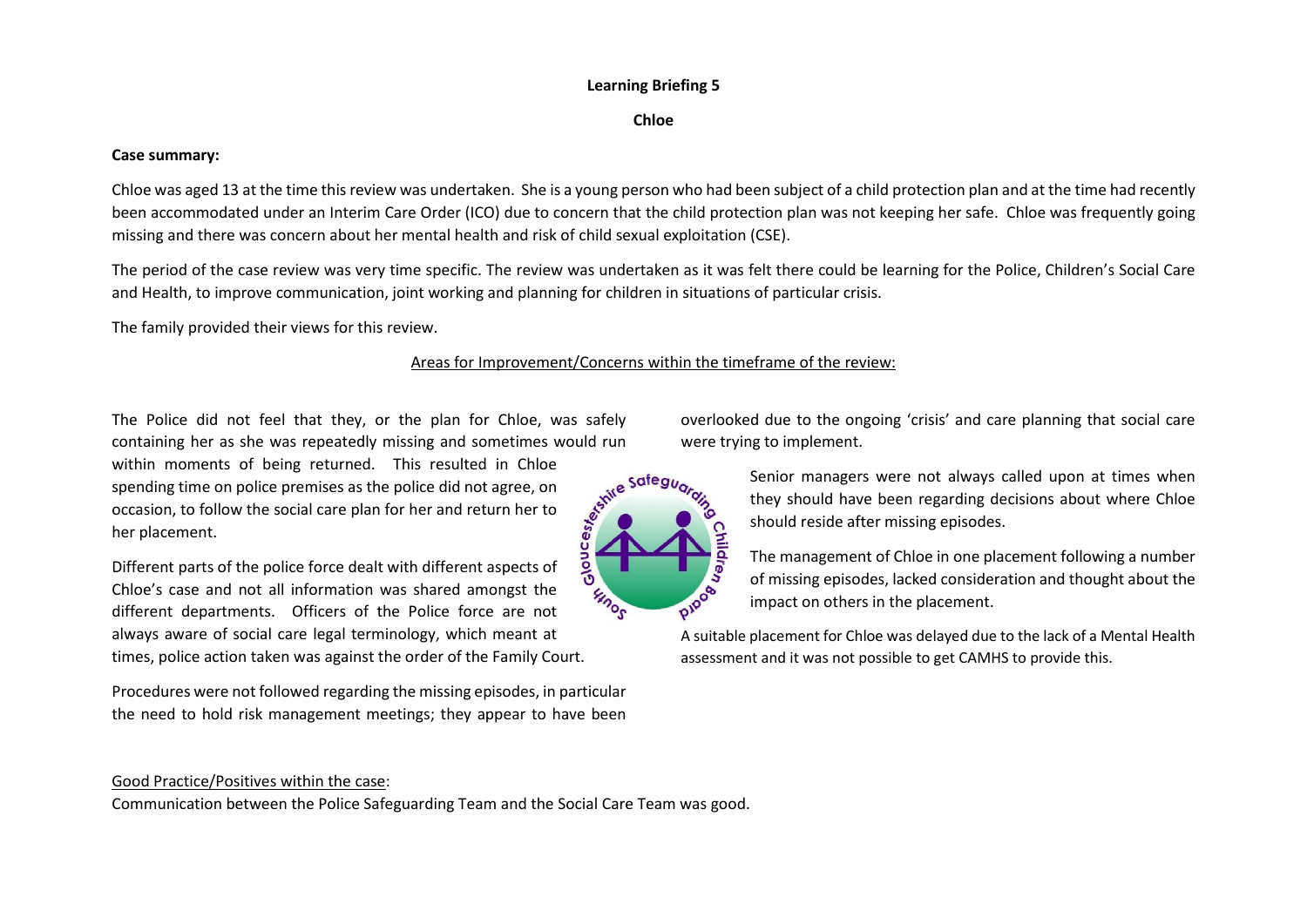**Learning Briefing 5**

**Chloe**

**Case summary:**

Chloe was aged 13 at the time this review was undertaken. She is a young person who had been subject of a child protection plan and at the time had recently been accommodated under an Interim Care Order (ICO) due to concern that the child protection plan was not keeping her safe. Chloe was frequently going missing and there was concern about her mental health and risk of child sexual exploitation (CSE).

The period of the case review was very time specific. The review was undertaken as it was felt there could be learning for the Police, Children's Social Care and Health, to improve communication, joint working and planning for children in situations of particular crisis.

The family provided their views for this review.

Areas for Improvement/Concerns within the timeframe of the review:

The Police did not feel that they, or the plan for Chloe, was safely containing her as she was repeatedly missing and sometimes would run within moments of being returned. This resulted in Chloe spending time on police premises as the police did not agree, on occasion, to follow the social care plan for her and return her to her placement.

Different parts of the police force dealt with different aspects of Chloe's case and not all information was shared amongst the different departments. Officers of the Police force are not always aware of social care legal terminology, which meant at times, police action taken was against the order of the Family Court.

Procedures were not followed regarding the missing episodes, in particular the need to hold risk management meetings; they appear to have been overlooked due to the ongoing 'crisis' and care planning that social care were trying to implement.

Senior managers were not always called upon at times when they should have been regarding decisions about where Chloe should reside after missing episodes.

The management of Chloe in one placement following a number of missing episodes, lacked consideration and thought about the impact on others in the placement.

A suitable placement for Chloe was delayed due to the lack of a Mental Health assessment and it was not possible to get CAMHS to provide this.

Good Practice/Positives within the case:
Communication between the Police Safeguarding Team and the Social Care Team was good.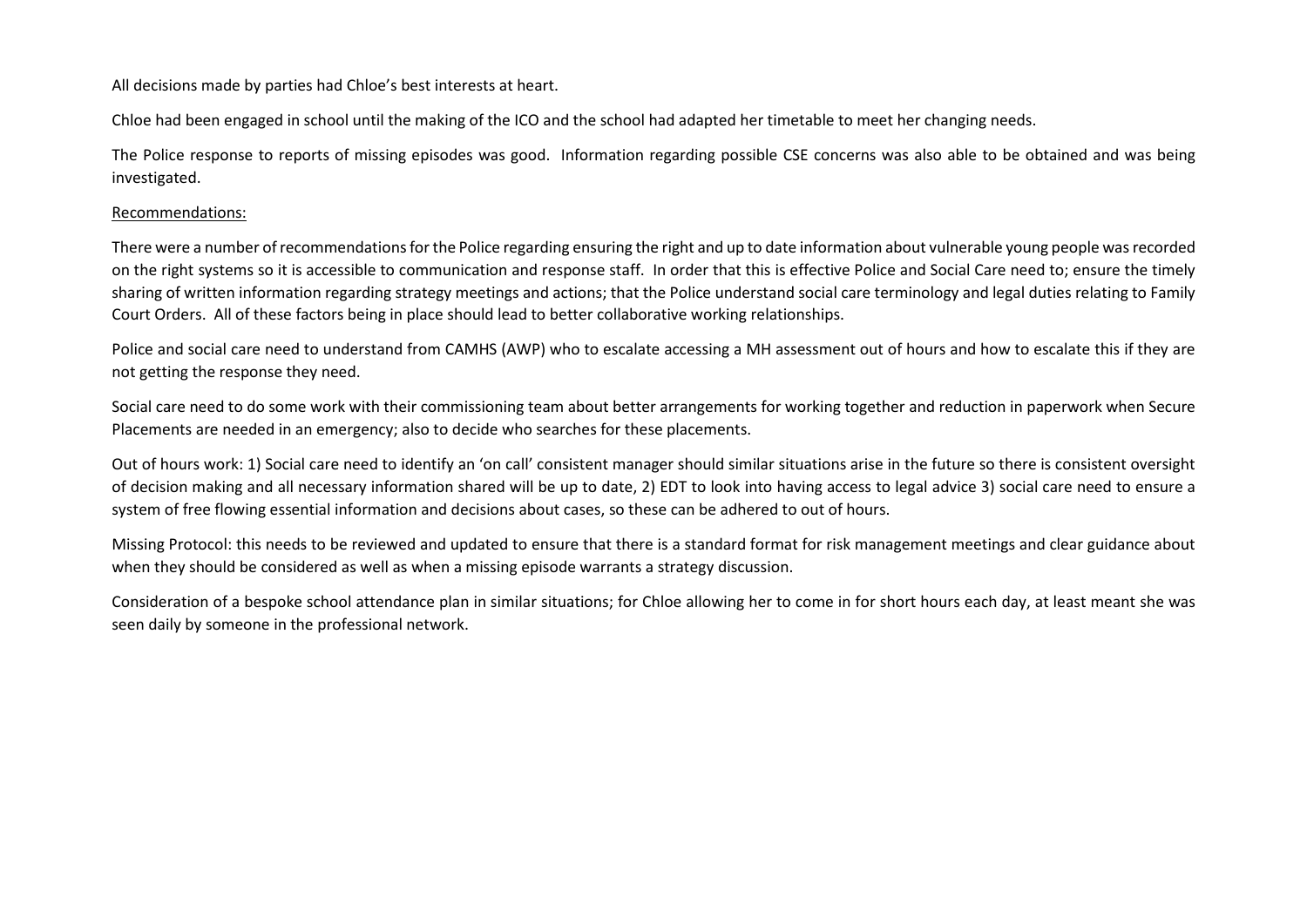All decisions made by parties had Chloe's best interests at heart.

Chloe had been engaged in school until the making of the ICO and the school had adapted her timetable to meet her changing needs.

The Police response to reports of missing episodes was good. Information regarding possible CSE concerns was also able to be obtained and was being investigated.

<u>Recommendations:</u>

There were a number of recommendations for the Police regarding ensuring the right and up to date information about vulnerable young people was recorded on the right systems so it is accessible to communication and response staff. In order that this is effective Police and Social Care need to; ensure the timely sharing of written information regarding strategy meetings and actions; that the Police understand social care terminology and legal duties relating to Family Court Orders. All of these factors being in place should lead to better collaborative working relationships.

Police and social care need to understand from CAMHS (AWP) who to escalate accessing a MH assessment out of hours and how to escalate this if they are not getting the response they need.

Social care need to do some work with their commissioning team about better arrangements for working together and reduction in paperwork when Secure Placements are needed in an emergency; also to decide who searches for these placements.

Out of hours work: 1) Social care need to identify an 'on call' consistent manager should similar situations arise in the future so there is consistent oversight of decision making and all necessary information shared will be up to date, 2) EDT to look into having access to legal advice 3) social care need to ensure a system of free flowing essential information and decisions about cases, so these can be adhered to out of hours.

Missing Protocol: this needs to be reviewed and updated to ensure that there is a standard format for risk management meetings and clear guidance about when they should be considered as well as when a missing episode warrants a strategy discussion.

Consideration of a bespoke school attendance plan in similar situations; for Chloe allowing her to come in for short hours each day, at least meant she was seen daily by someone in the professional network.